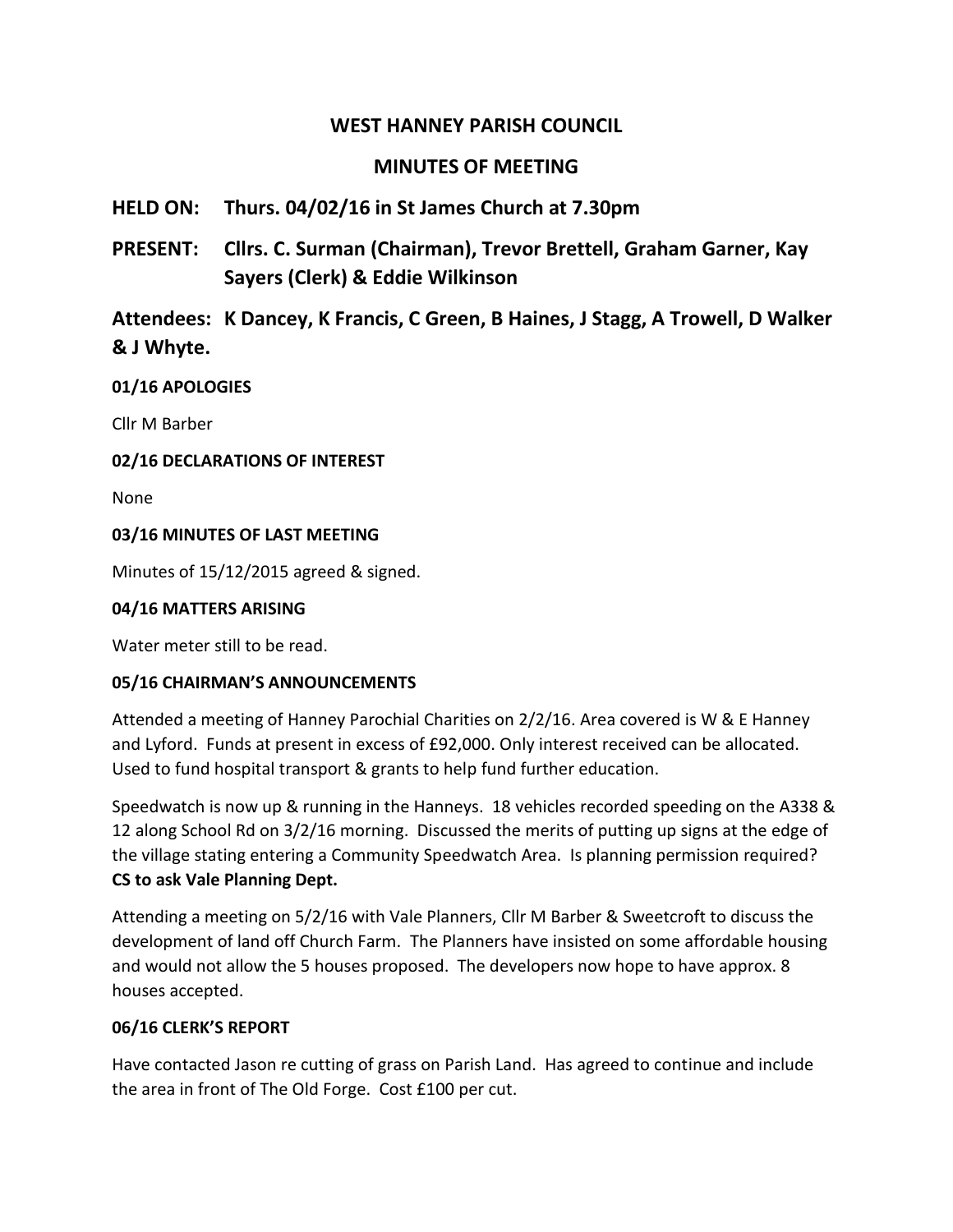# WEST HANNEY PARISH COUNCIL

## MINUTES OF MEETING

**HELD ON: Thurs. 04/02/16 in St James Church at 7.30pm**

**PRESENT: Cllrs. C. Surman (Chairman), Trevor Brettell, Graham Garner, Kay Sayers (Clerk) & Eddie Wilkinson**

**Attendees: K Dancey, K Francis, C Green, B Haines, J Stagg, A Trowell, D Walker & J Whyte.**

**01/16 APOLOGIES**

Cllr M Barber

**02/16 DECLARATIONS OF INTEREST**

None

**03/16 MINUTES OF LAST MEETING**

Minutes of 15/12/2015 agreed & signed.

**04/16 MATTERS ARISING**

Water meter still to be read.

**05/16 CHAIRMAN'S ANNOUNCEMENTS**

Attended a meeting of Hanney Parochial Charities on 2/2/16. Area covered is W & E Hanney and Lyford. Funds at present in excess of £92,000. Only interest received can be allocated. Used to fund hospital transport & grants to help fund further education.

Speedwatch is now up & running in the Hanneys. 18 vehicles recorded speeding on the A338 & 12 along School Rd on 3/2/16 morning. Discussed the merits of putting up signs at the edge of the village stating entering a Community Speedwatch Area. Is planning permission required? **CS to ask Vale Planning Dept.**

Attending a meeting on 5/2/16 with Vale Planners, Cllr M Barber & Sweetcroft to discuss the development of land off Church Farm. The Planners have insisted on some affordable housing and would not allow the 5 houses proposed. The developers now hope to have approx. 8 houses accepted.

**06/16 CLERK'S REPORT**

Have contacted Jason re cutting of grass on Parish Land. Has agreed to continue and include the area in front of The Old Forge. Cost £100 per cut.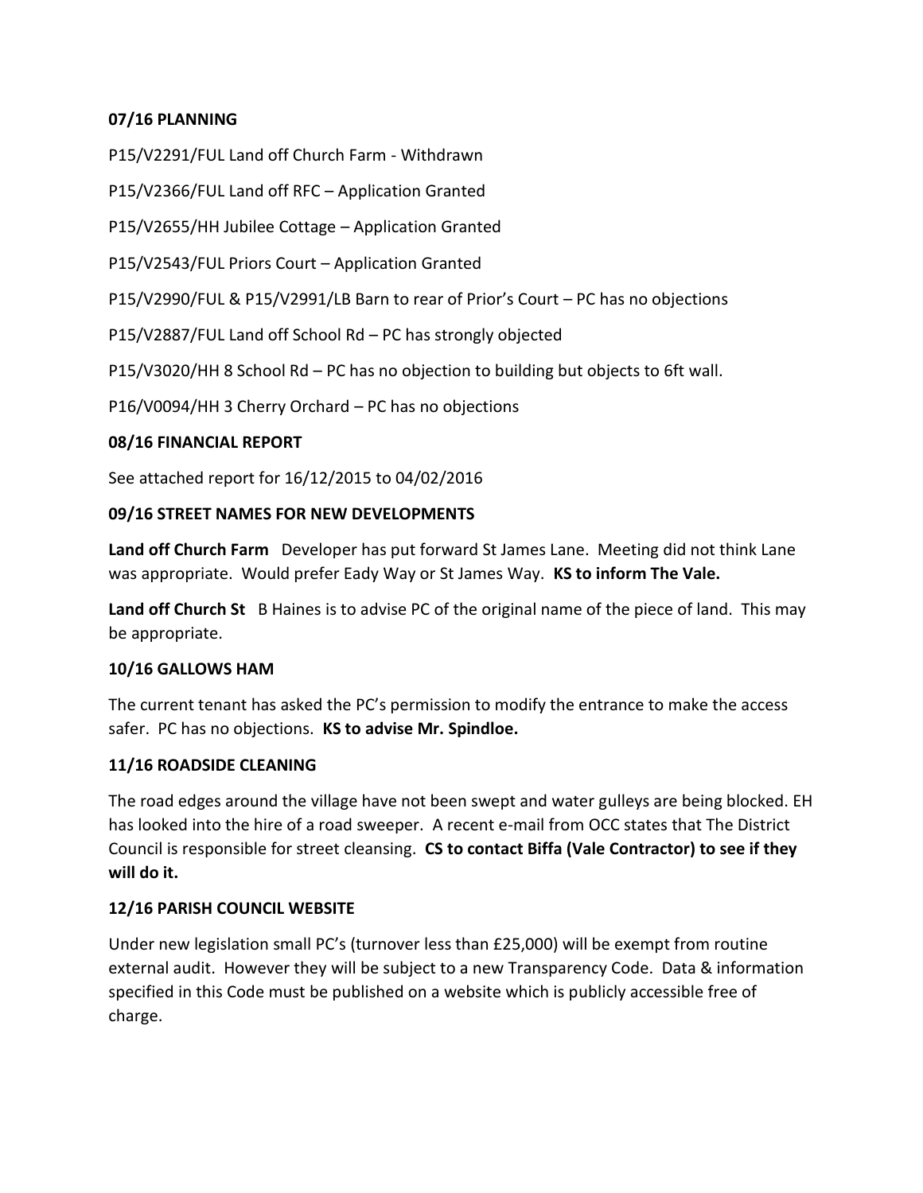**07/16 PLANNING**

P15/V2291/FUL Land off Church Farm - Withdrawn

P15/V2366/FUL Land off RFC – Application Granted

P15/V2655/HH Jubilee Cottage – Application Granted

P15/V2543/FUL Priors Court – Application Granted

P15/V2990/FUL & P15/V2991/LB Barn to rear of Prior's Court – PC has no objections

P15/V2887/FUL Land off School Rd – PC has strongly objected

P15/V3020/HH 8 School Rd – PC has no objection to building but objects to 6ft wall.

P16/V0094/HH 3 Cherry Orchard – PC has no objections

**08/16 FINANCIAL REPORT**

See attached report for 16/12/2015 to 04/02/2016

**09/16 STREET NAMES FOR NEW DEVELOPMENTS**

**Land off Church Farm** Developer has put forward St James Lane. Meeting did not think Lane was appropriate. Would prefer Eady Way or St James Way. **KS to inform The Vale.**

**Land off Church St** B Haines is to advise PC of the original name of the piece of land. This may be appropriate.

**10/16 GALLOWS HAM**

The current tenant has asked the PC's permission to modify the entrance to make the access safer. PC has no objections. **KS to advise Mr. Spindloe.**

**11/16 ROADSIDE CLEANING**

The road edges around the village have not been swept and water gulleys are being blocked. EH has looked into the hire of a road sweeper. A recent e-mail from OCC states that The District Council is responsible for street cleansing. **CS to contact Biffa (Vale Contractor) to see if they will do it.**

**12/16 PARISH COUNCIL WEBSITE**

Under new legislation small PC's (turnover less than £25,000) will be exempt from routine external audit. However they will be subject to a new Transparency Code. Data & information specified in this Code must be published on a website which is publicly accessible free of charge.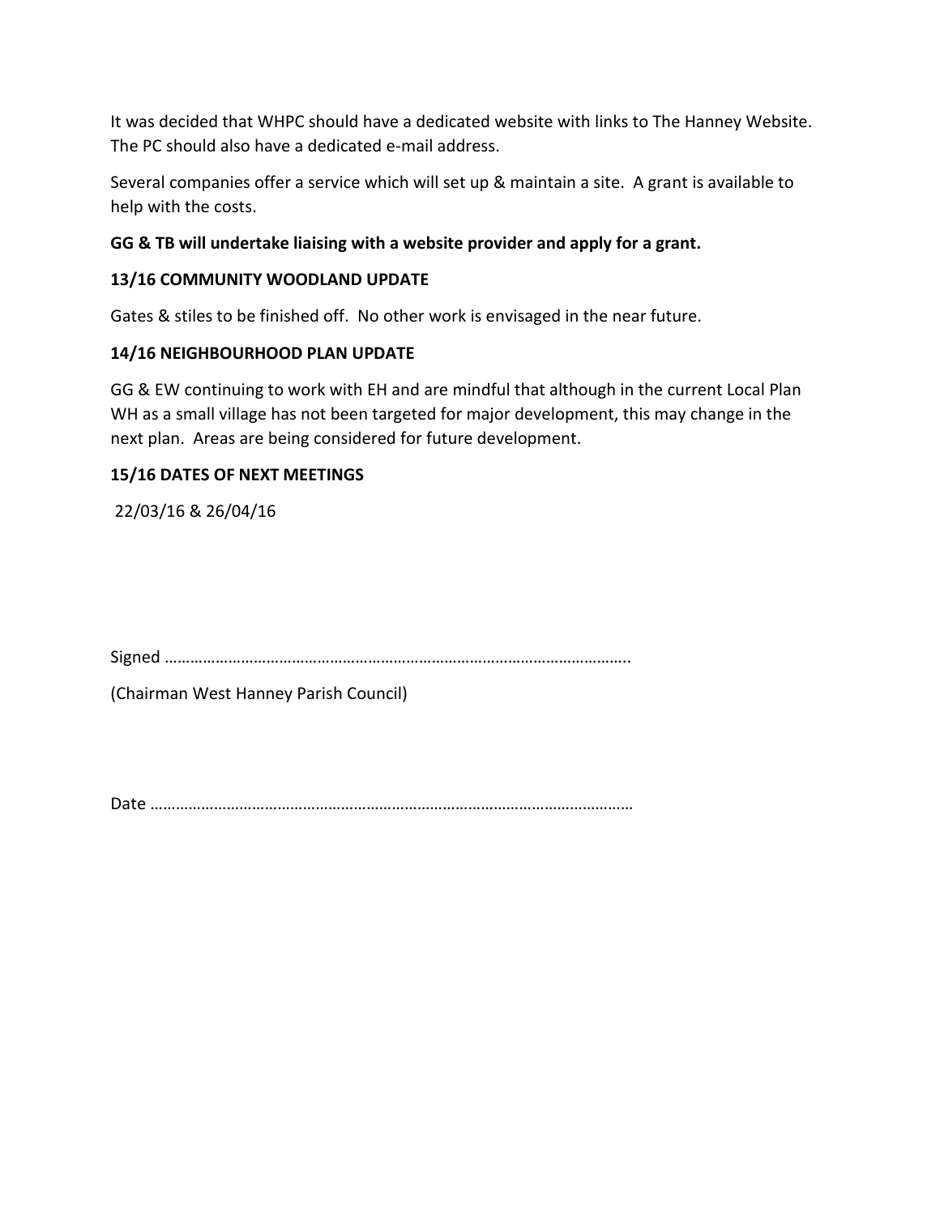It was decided that WHPC should have a dedicated website with links to The Hanney Website. The PC should also have a dedicated e-mail address.

Several companies offer a service which will set up & maintain a site. A grant is available to help with the costs.

**GG & TB will undertake liaising with a website provider and apply for a grant.**

**13/16 COMMUNITY WOODLAND UPDATE**

Gates & stiles to be finished off. No other work is envisaged in the near future.

**14/16 NEIGHBOURHOOD PLAN UPDATE**

GG & EW continuing to work with EH and are mindful that although in the current Local Plan WH as a small village has not been targeted for major development, this may change in the next plan. Areas are being considered for future development.

**15/16 DATES OF NEXT MEETINGS**

22/03/16 & 26/04/16

Signed …………………………………………………………………………………………..

(Chairman West Hanney Parish Council)

Date ……………………………………………………………………………………………